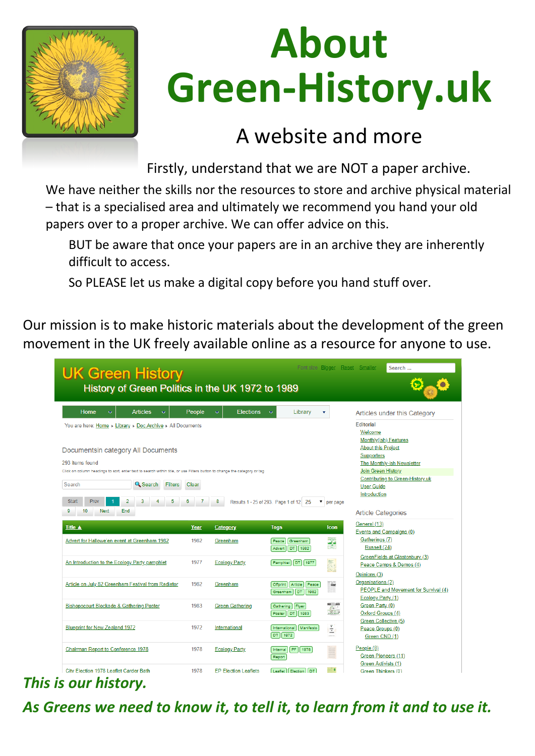# About Green-History.uk

## A website and more

Firstly, understand that we are NOT a paper archive.

We have neither the skills nor the resources to store and archive physical material – that is a specialised area and ultimately we recommend you hand your old papers over to a proper archive. We can offer advice on this.

BUT be aware that once your papers are in an archive they are inherently difficult to access.

So PLEASE let us make a digital copy before you hand stuff over.

Our mission is to make historic materials about the development of the green movement in the UK freely available online as a resource for anyone to use.

***This is our history.***

***As Greens we need to know it, to tell it, to learn from it and to use it.***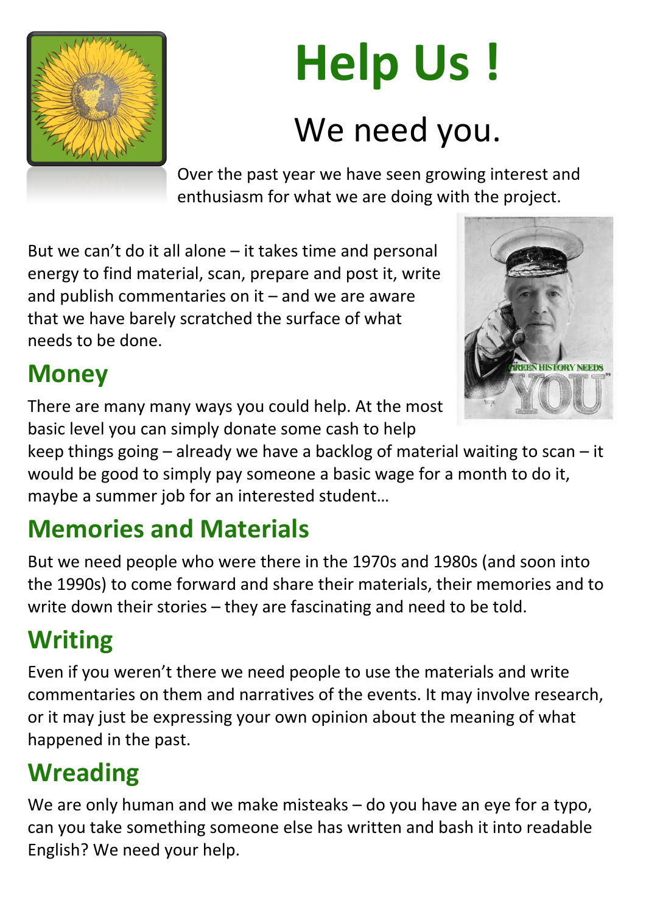# Help Us !

## We need you.

Over the past year we have seen growing interest and enthusiasm for what we are doing with the project.

But we can't do it all alone – it takes time and personal energy to find material, scan, prepare and post it, write and publish commentaries on it – and we are aware that we have barely scratched the surface of what needs to be done.

## Money

There are many many ways you could help. At the most basic level you can simply donate some cash to help keep things going – already we have a backlog of material waiting to scan – it would be good to simply pay someone a basic wage for a month to do it, maybe a summer job for an interested student…

## Memories and Materials

But we need people who were there in the 1970s and 1980s (and soon into the 1990s) to come forward and share their materials, their memories and to write down their stories – they are fascinating and need to be told.

## Writing

Even if you weren't there we need people to use the materials and write commentaries on them and narratives of the events. It may involve research, or it may just be expressing your own opinion about the meaning of what happened in the past.

## Wreading

We are only human and we make misteaks – do you have an eye for a typo, can you take something someone else has written and bash it into readable English? We need your help.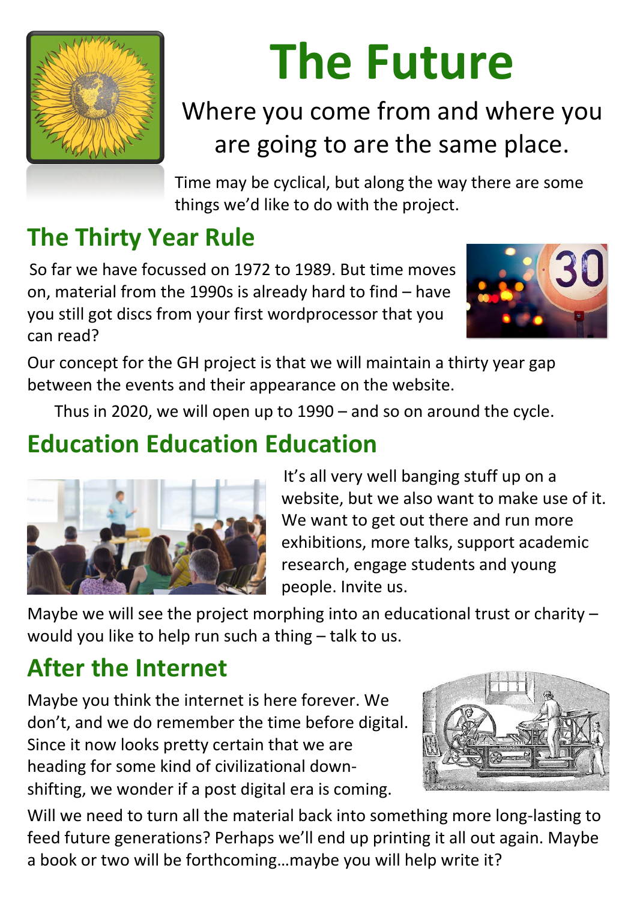# The Future

Where you come from and where you are going to are the same place.

Time may be cyclical, but along the way there are some things we'd like to do with the project.

## The Thirty Year Rule

So far we have focussed on 1972 to 1989. But time moves on, material from the 1990s is already hard to find – have you still got discs from your first wordprocessor that you can read?

Our concept for the GH project is that we will maintain a thirty year gap between the events and their appearance on the website.

Thus in 2020, we will open up to 1990 – and so on around the cycle.

## Education Education Education

It's all very well banging stuff up on a website, but we also want to make use of it. We want to get out there and run more exhibitions, more talks, support academic research, engage students and young people. Invite us.

Maybe we will see the project morphing into an educational trust or charity – would you like to help run such a thing – talk to us.

## After the Internet

Maybe you think the internet is here forever. We don't, and we do remember the time before digital. Since it now looks pretty certain that we are heading for some kind of civilizational down-shifting, we wonder if a post digital era is coming.

Will we need to turn all the material back into something more long-lasting to feed future generations? Perhaps we'll end up printing it all out again. Maybe a book or two will be forthcoming…maybe you will help write it?